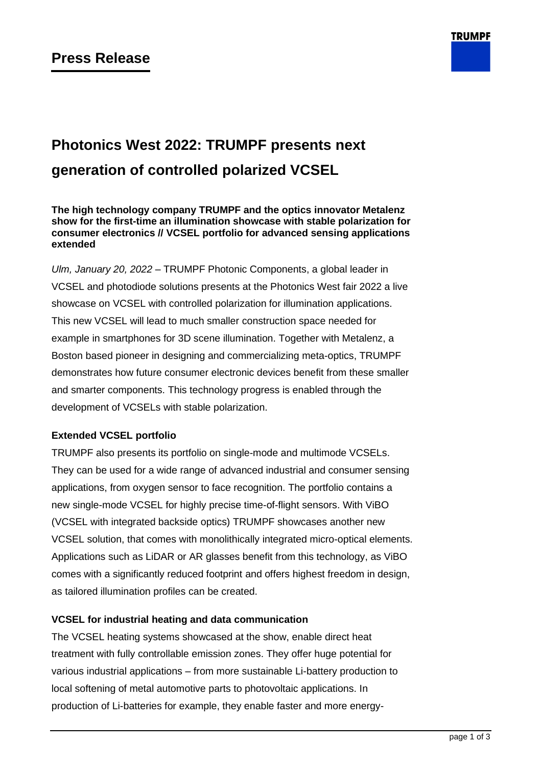# Press Release

## Photonics West 2022: TRUMPF presents next generation of controlled polarized VCSEL

**The high technology company TRUMPF and the optics innovator Metalenz show for the first-time an illumination showcase with stable polarization for consumer electronics // VCSEL portfolio for advanced sensing applications extended**

*Ulm, January 20, 2022* – TRUMPF Photonic Components, a global leader in VCSEL and photodiode solutions presents at the Photonics West fair 2022 a live showcase on VCSEL with controlled polarization for illumination applications. This new VCSEL will lead to much smaller construction space needed for example in smartphones for 3D scene illumination. Together with Metalenz, a Boston based pioneer in designing and commercializing meta-optics, TRUMPF demonstrates how future consumer electronic devices benefit from these smaller and smarter components. This technology progress is enabled through the development of VCSELs with stable polarization.

**Extended VCSEL portfolio**

TRUMPF also presents its portfolio on single-mode and multimode VCSELs. They can be used for a wide range of advanced industrial and consumer sensing applications, from oxygen sensor to face recognition. The portfolio contains a new single-mode VCSEL for highly precise time-of-flight sensors. With ViBO (VCSEL with integrated backside optics) TRUMPF showcases another new VCSEL solution, that comes with monolithically integrated micro-optical elements. Applications such as LiDAR or AR glasses benefit from this technology, as ViBO comes with a significantly reduced footprint and offers highest freedom in design, as tailored illumination profiles can be created.

**VCSEL for industrial heating and data communication**

The VCSEL heating systems showcased at the show, enable direct heat treatment with fully controllable emission zones. They offer huge potential for various industrial applications – from more sustainable Li-battery production to local softening of metal automotive parts to photovoltaic applications. In production of Li-batteries for example, they enable faster and more energy-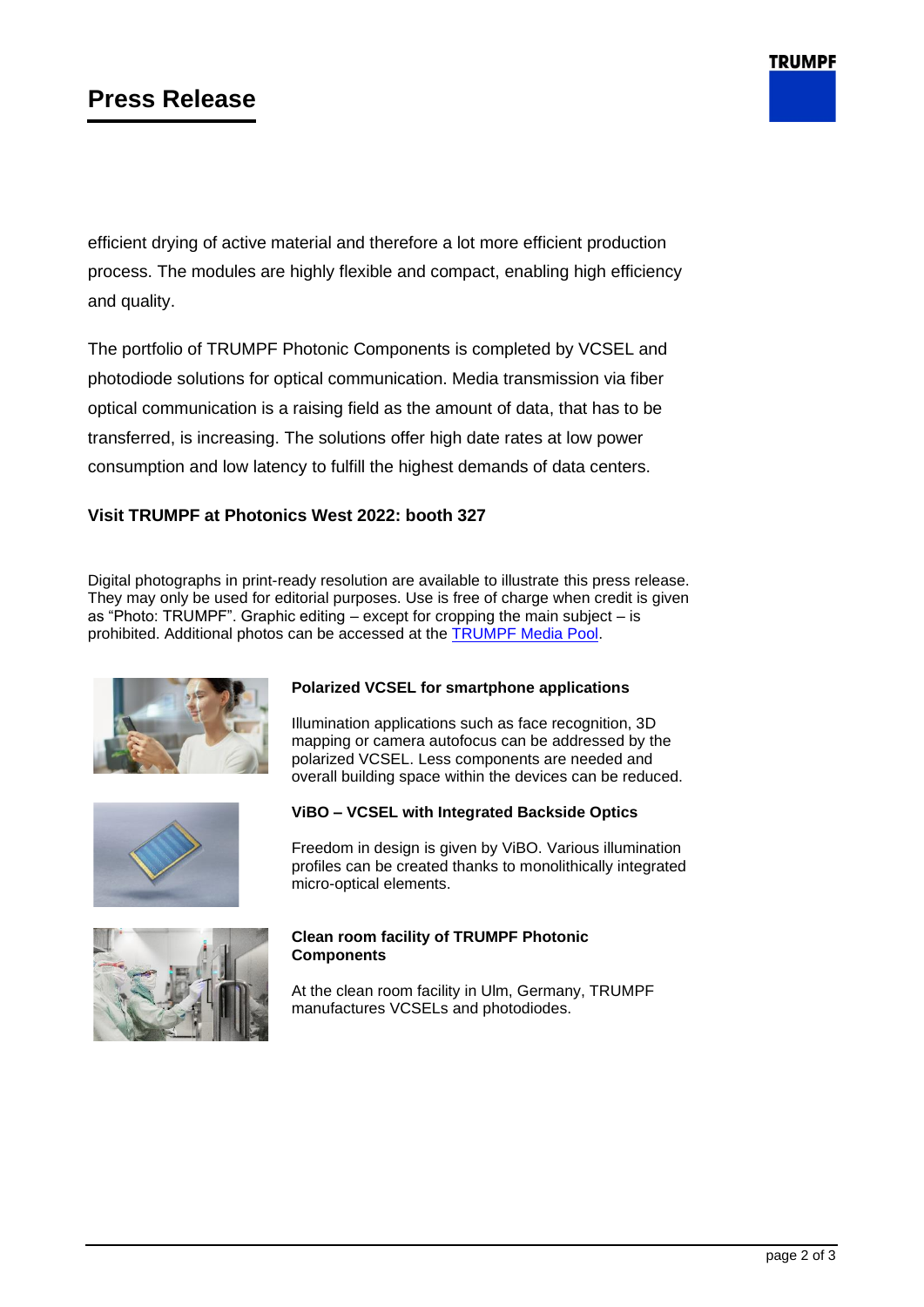efficient drying of active material and therefore a lot more efficient production process. The modules are highly flexible and compact, enabling high efficiency and quality.

The portfolio of TRUMPF Photonic Components is completed by VCSEL and photodiode solutions for optical communication. Media transmission via fiber optical communication is a raising field as the amount of data, that has to be transferred, is increasing. The solutions offer high date rates at low power consumption and low latency to fulfill the highest demands of data centers.

**Visit TRUMPF at Photonics West 2022: booth 327**

Digital photographs in print-ready resolution are available to illustrate this press release. They may only be used for editorial purposes. Use is free of charge when credit is given as "Photo: TRUMPF". Graphic editing – except for cropping the main subject – is prohibited. Additional photos can be accessed at the TRUMPF Media Pool.

**Polarized VCSEL for smartphone applications**

Illumination applications such as face recognition, 3D mapping or camera autofocus can be addressed by the polarized VCSEL. Less components are needed and overall building space within the devices can be reduced.

**ViBO – VCSEL with Integrated Backside Optics**

Freedom in design is given by ViBO. Various illumination profiles can be created thanks to monolithically integrated micro-optical elements.

**Clean room facility of TRUMPF Photonic Components**

At the clean room facility in Ulm, Germany, TRUMPF manufactures VCSELs and photodiodes.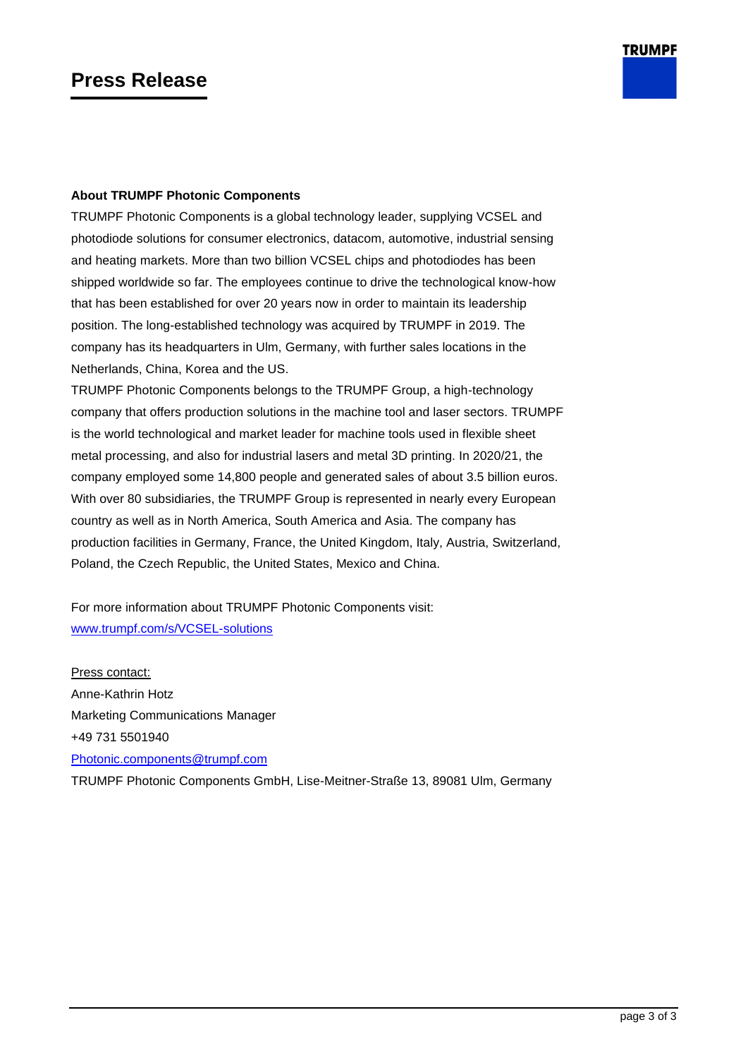**About TRUMPF Photonic Components**

TRUMPF Photonic Components is a global technology leader, supplying VCSEL and photodiode solutions for consumer electronics, datacom, automotive, industrial sensing and heating markets. More than two billion VCSEL chips and photodiodes has been shipped worldwide so far. The employees continue to drive the technological know-how that has been established for over 20 years now in order to maintain its leadership position. The long-established technology was acquired by TRUMPF in 2019. The company has its headquarters in Ulm, Germany, with further sales locations in the Netherlands, China, Korea and the US.

TRUMPF Photonic Components belongs to the TRUMPF Group, a high-technology company that offers production solutions in the machine tool and laser sectors. TRUMPF is the world technological and market leader for machine tools used in flexible sheet metal processing, and also for industrial lasers and metal 3D printing. In 2020/21, the company employed some 14,800 people and generated sales of about 3.5 billion euros. With over 80 subsidiaries, the TRUMPF Group is represented in nearly every European country as well as in North America, South America and Asia. The company has production facilities in Germany, France, the United Kingdom, Italy, Austria, Switzerland, Poland, the Czech Republic, the United States, Mexico and China.

For more information about TRUMPF Photonic Components visit:
www.trumpf.com/s/VCSEL-solutions

Press contact:
Anne-Kathrin Hotz
Marketing Communications Manager
+49 731 5501940
Photonic.components@trumpf.com
TRUMPF Photonic Components GmbH, Lise-Meitner-Straße 13, 89081 Ulm, Germany